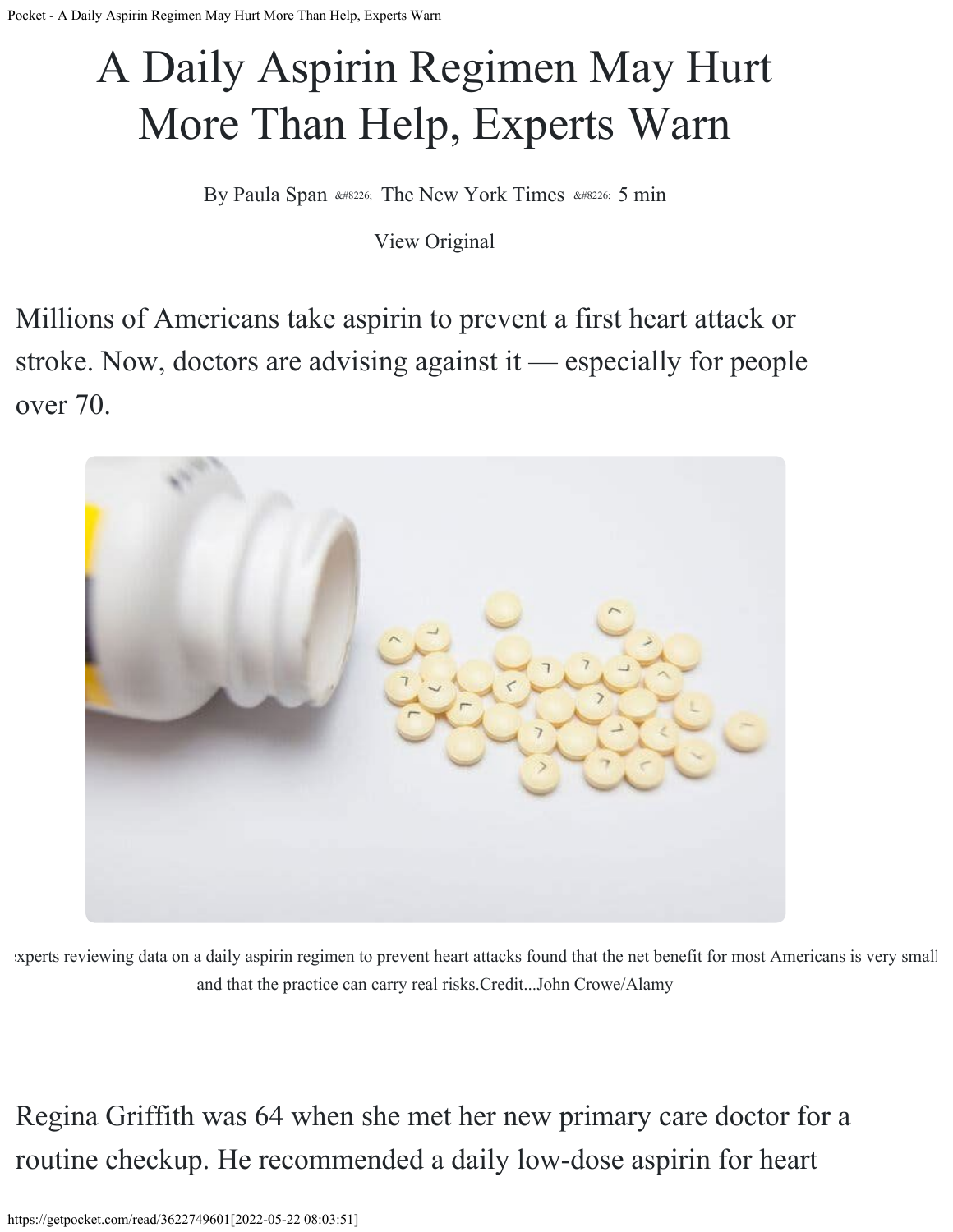# A Daily Aspirin Regimen May Hurt More Than Help, Experts Warn

By Paula Span &#8226; The New York Times &#8226; 5 min

View Original

Millions of Americans take aspirin to prevent a first heart attack or stroke. Now, doctors are advising against it — especially for people over 70.

xperts reviewing data on a daily aspirin regimen to prevent heart attacks found that the net benefit for most Americans is very small and that the practice can carry real risks.Credit...John Crowe/Alamy

Regina Griffith was 64 when she met her new primary care doctor for a routine checkup. He recommended a daily low-dose aspirin for heart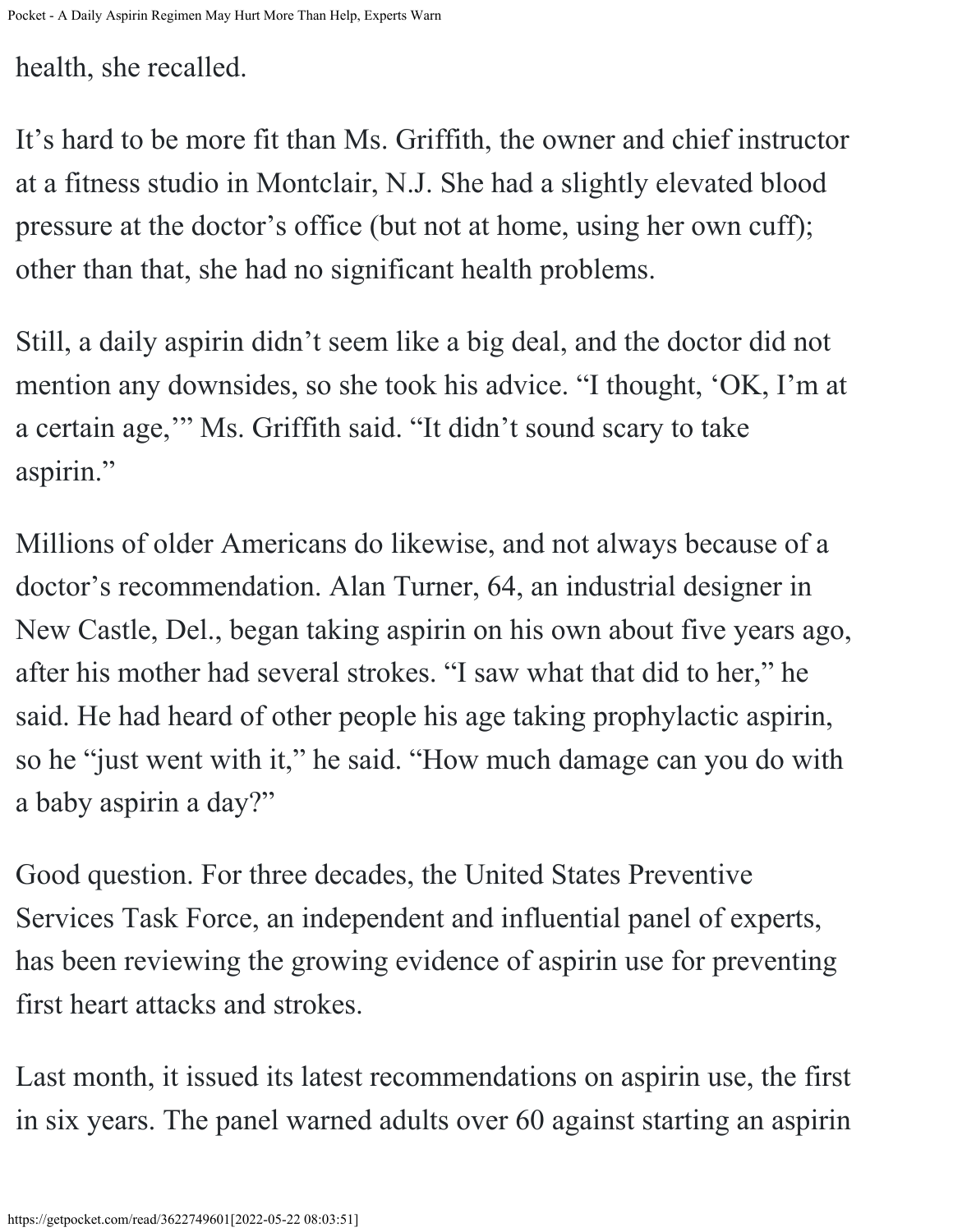health, she recalled.

It’s hard to be more fit than Ms. Griffith, the owner and chief instructor at a fitness studio in Montclair, N.J. She had a slightly elevated blood pressure at the doctor’s office (but not at home, using her own cuff); other than that, she had no significant health problems.

Still, a daily aspirin didn’t seem like a big deal, and the doctor did not mention any downsides, so she took his advice. “I thought, ‘OK, I’m at a certain age,’” Ms. Griffith said. “It didn’t sound scary to take aspirin.”

Millions of older Americans do likewise, and not always because of a doctor’s recommendation. Alan Turner, 64, an industrial designer in New Castle, Del., began taking aspirin on his own about five years ago, after his mother had several strokes. “I saw what that did to her,” he said. He had heard of other people his age taking prophylactic aspirin, so he “just went with it,” he said. “How much damage can you do with a baby aspirin a day?”

Good question. For three decades, the United States Preventive Services Task Force, an independent and influential panel of experts, has been reviewing the growing evidence of aspirin use for preventing first heart attacks and strokes.

Last month, it issued its latest recommendations on aspirin use, the first in six years. The panel warned adults over 60 against starting an aspirin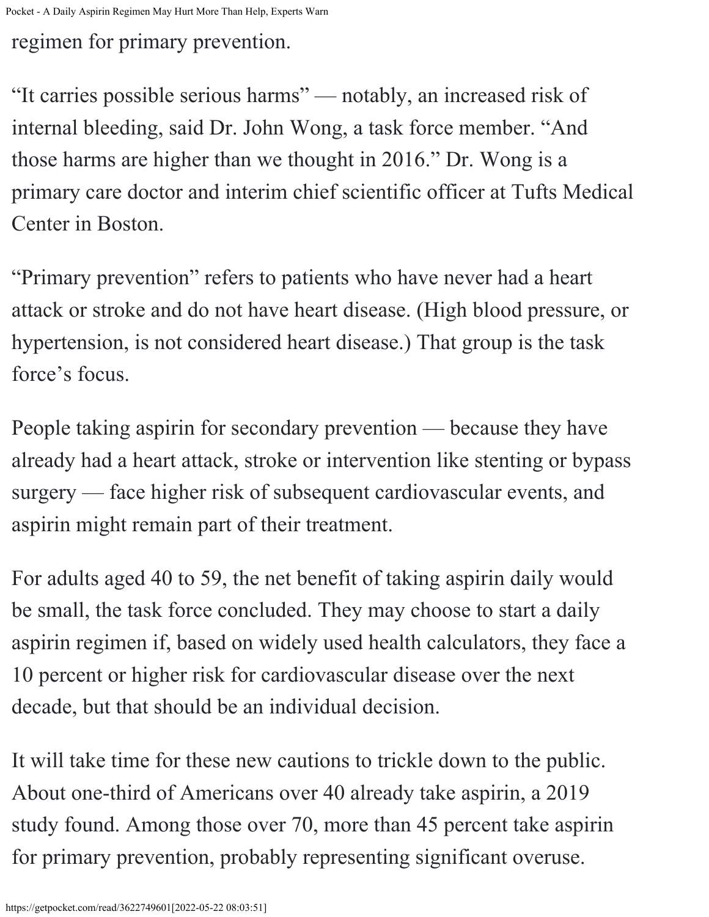regimen for primary prevention.

“It carries possible serious harms” — notably, an increased risk of internal bleeding, said Dr. John Wong, a task force member. “And those harms are higher than we thought in 2016.” Dr. Wong is a primary care doctor and interim chief scientific officer at Tufts Medical Center in Boston.

“Primary prevention” refers to patients who have never had a heart attack or stroke and do not have heart disease. (High blood pressure, or hypertension, is not considered heart disease.) That group is the task force’s focus.

People taking aspirin for secondary prevention — because they have already had a heart attack, stroke or intervention like stenting or bypass surgery — face higher risk of subsequent cardiovascular events, and aspirin might remain part of their treatment.

For adults aged 40 to 59, the net benefit of taking aspirin daily would be small, the task force concluded. They may choose to start a daily aspirin regimen if, based on widely used health calculators, they face a 10 percent or higher risk for cardiovascular disease over the next decade, but that should be an individual decision.

It will take time for these new cautions to trickle down to the public. About one-third of Americans over 40 already take aspirin, a 2019 study found. Among those over 70, more than 45 percent take aspirin for primary prevention, probably representing significant overuse.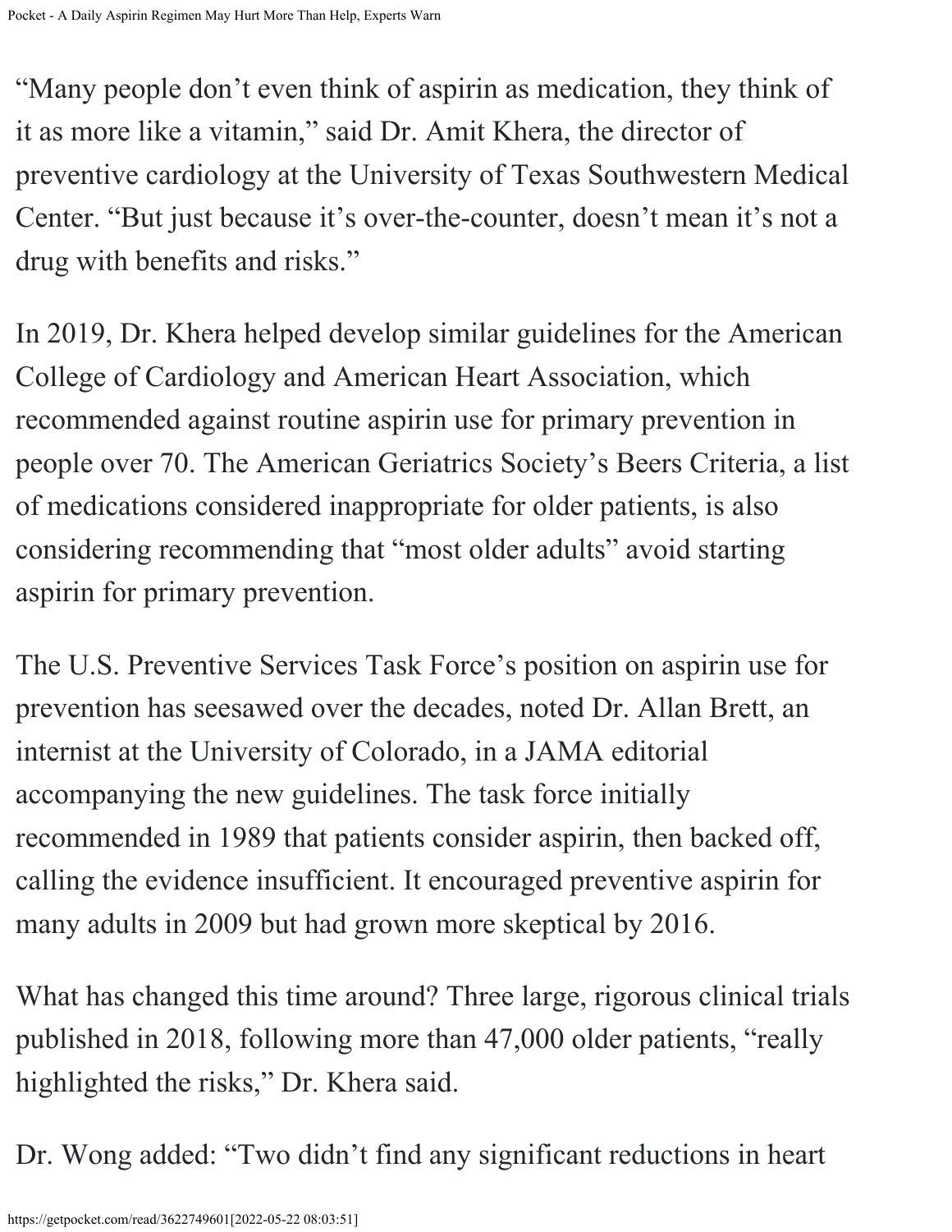"Many people don't even think of aspirin as medication, they think of it as more like a vitamin," said Dr. Amit Khera, the director of preventive cardiology at the University of Texas Southwestern Medical Center. "But just because it's over-the-counter, doesn't mean it's not a drug with benefits and risks."

In 2019, Dr. Khera helped develop similar guidelines for the American College of Cardiology and American Heart Association, which recommended against routine aspirin use for primary prevention in people over 70. The American Geriatrics Society's Beers Criteria, a list of medications considered inappropriate for older patients, is also considering recommending that "most older adults" avoid starting aspirin for primary prevention.

The U.S. Preventive Services Task Force's position on aspirin use for prevention has seesawed over the decades, noted Dr. Allan Brett, an internist at the University of Colorado, in a JAMA editorial accompanying the new guidelines. The task force initially recommended in 1989 that patients consider aspirin, then backed off, calling the evidence insufficient. It encouraged preventive aspirin for many adults in 2009 but had grown more skeptical by 2016.

What has changed this time around? Three large, rigorous clinical trials published in 2018, following more than 47,000 older patients, "really highlighted the risks," Dr. Khera said.

Dr. Wong added: "Two didn't find any significant reductions in heart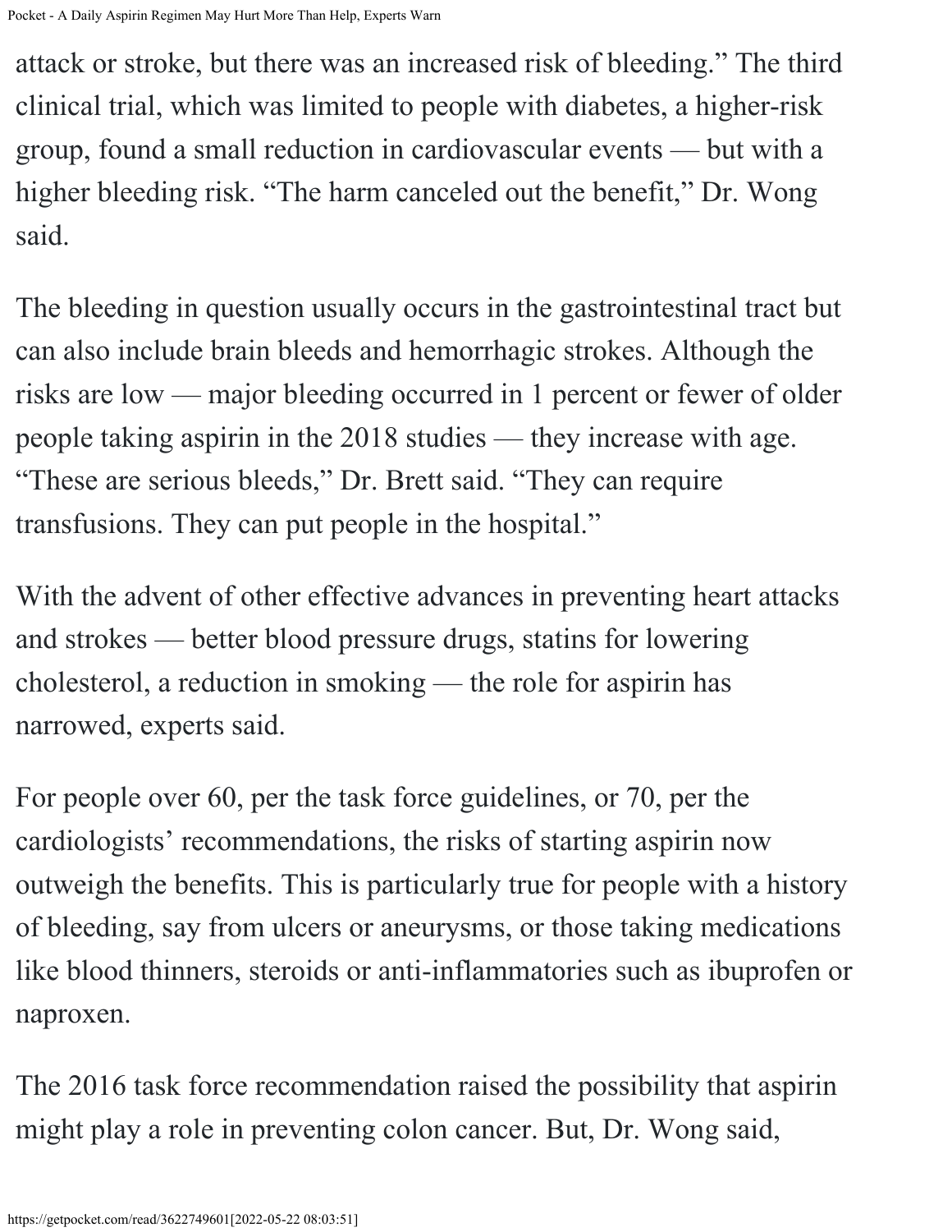attack or stroke, but there was an increased risk of bleeding." The third clinical trial, which was limited to people with diabetes, a higher-risk group, found a small reduction in cardiovascular events — but with a higher bleeding risk. "The harm canceled out the benefit," Dr. Wong said.

The bleeding in question usually occurs in the gastrointestinal tract but can also include brain bleeds and hemorrhagic strokes. Although the risks are low — major bleeding occurred in 1 percent or fewer of older people taking aspirin in the 2018 studies — they increase with age. "These are serious bleeds," Dr. Brett said. "They can require transfusions. They can put people in the hospital."

With the advent of other effective advances in preventing heart attacks and strokes — better blood pressure drugs, statins for lowering cholesterol, a reduction in smoking — the role for aspirin has narrowed, experts said.

For people over 60, per the task force guidelines, or 70, per the cardiologists' recommendations, the risks of starting aspirin now outweigh the benefits. This is particularly true for people with a history of bleeding, say from ulcers or aneurysms, or those taking medications like blood thinners, steroids or anti-inflammatories such as ibuprofen or naproxen.

The 2016 task force recommendation raised the possibility that aspirin might play a role in preventing colon cancer. But, Dr. Wong said,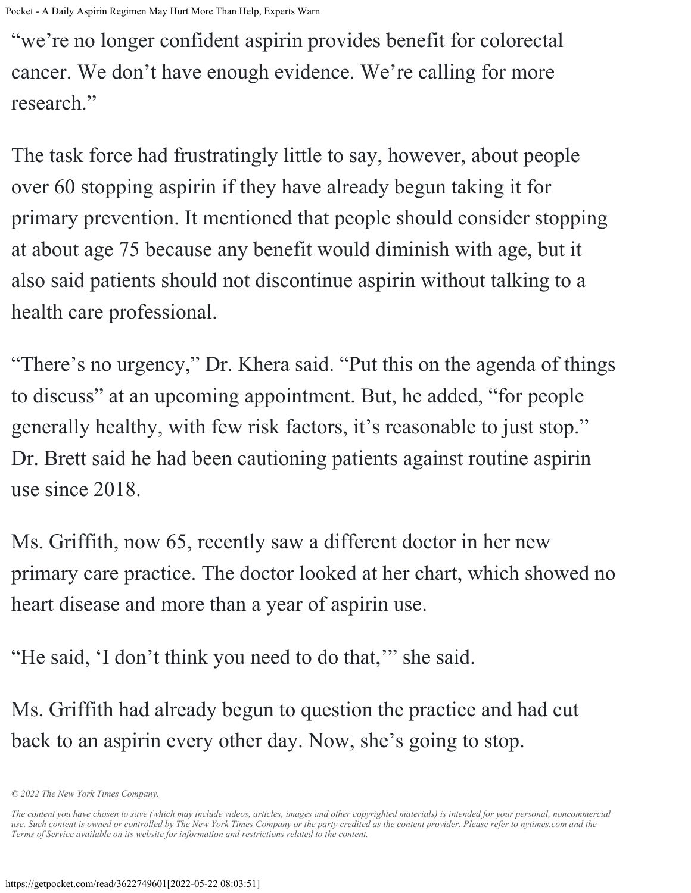"we're no longer confident aspirin provides benefit for colorectal cancer. We don't have enough evidence. We're calling for more research."

The task force had frustratingly little to say, however, about people over 60 stopping aspirin if they have already begun taking it for primary prevention. It mentioned that people should consider stopping at about age 75 because any benefit would diminish with age, but it also said patients should not discontinue aspirin without talking to a health care professional.

"There's no urgency," Dr. Khera said. "Put this on the agenda of things to discuss" at an upcoming appointment. But, he added, "for people generally healthy, with few risk factors, it's reasonable to just stop." Dr. Brett said he had been cautioning patients against routine aspirin use since 2018.

Ms. Griffith, now 65, recently saw a different doctor in her new primary care practice. The doctor looked at her chart, which showed no heart disease and more than a year of aspirin use.

"He said, 'I don't think you need to do that,'" she said.

Ms. Griffith had already begun to question the practice and had cut back to an aspirin every other day. Now, she's going to stop.

*© 2022 The New York Times Company.*

*The content you have chosen to save (which may include videos, articles, images and other copyrighted materials) is intended for your personal, noncommercial use. Such content is owned or controlled by The New York Times Company or the party credited as the content provider. Please refer to nytimes.com and the Terms of Service available on its website for information and restrictions related to the content.*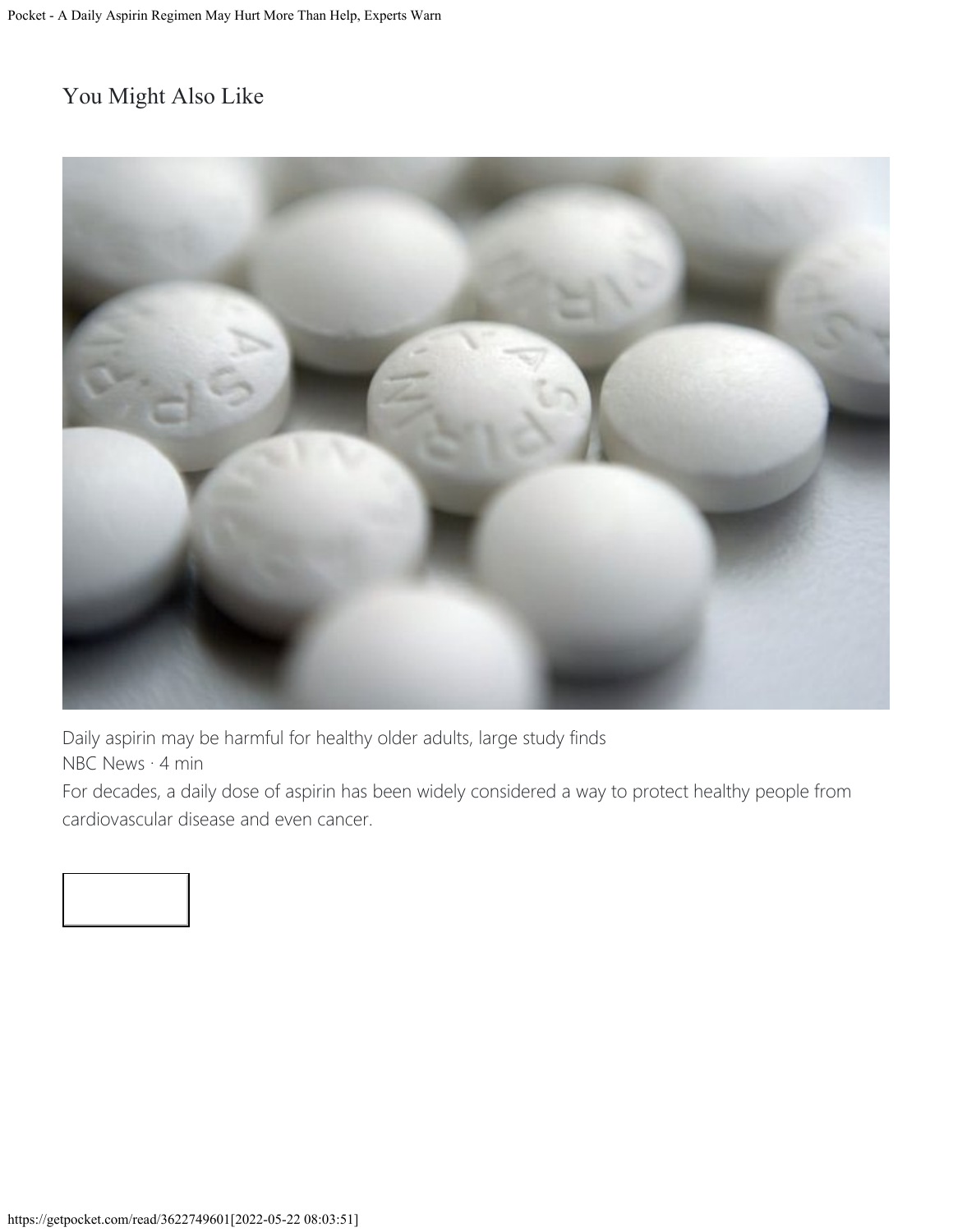## You Might Also Like

Daily aspirin may be harmful for healthy older adults, large study finds

NBC News · 4 min

For decades, a daily dose of aspirin has been widely considered a way to protect healthy people from cardiovascular disease and even cancer.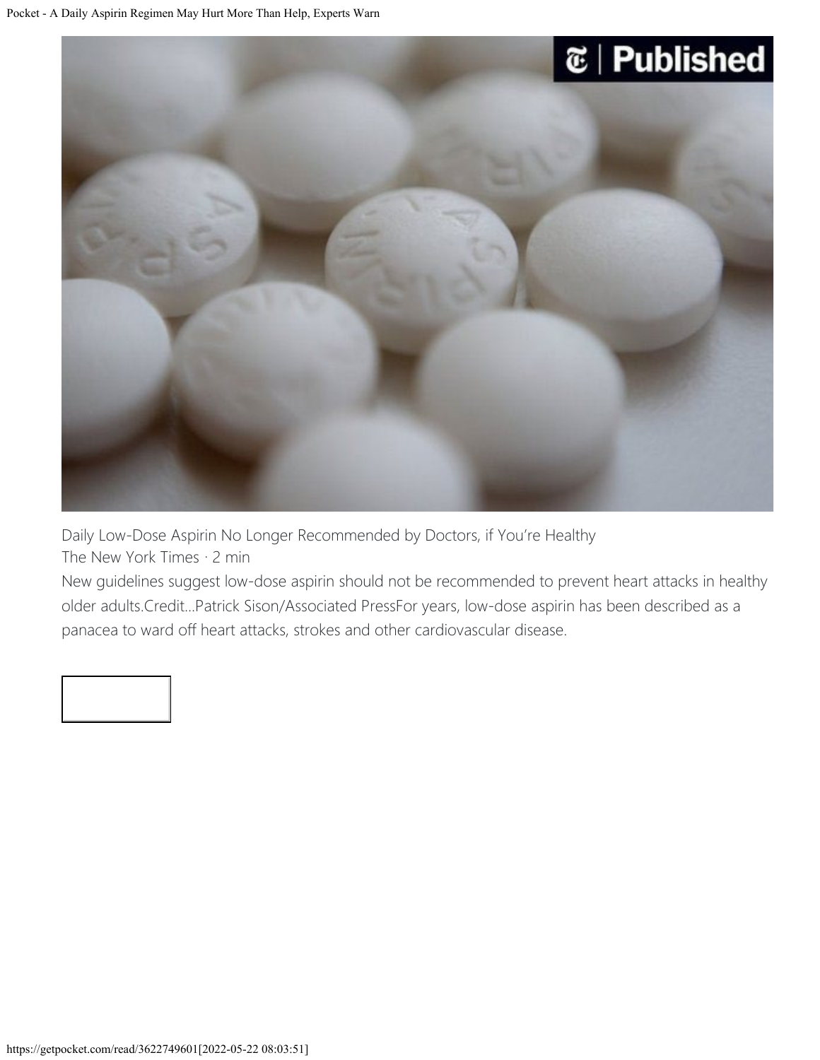Daily Low-Dose Aspirin No Longer Recommended by Doctors, if You're Healthy

The New York Times · 2 min

New guidelines suggest low-dose aspirin should not be recommended to prevent heart attacks in healthy older adults.Credit...Patrick Sison/Associated PressFor years, low-dose aspirin has been described as a panacea to ward off heart attacks, strokes and other cardiovascular disease.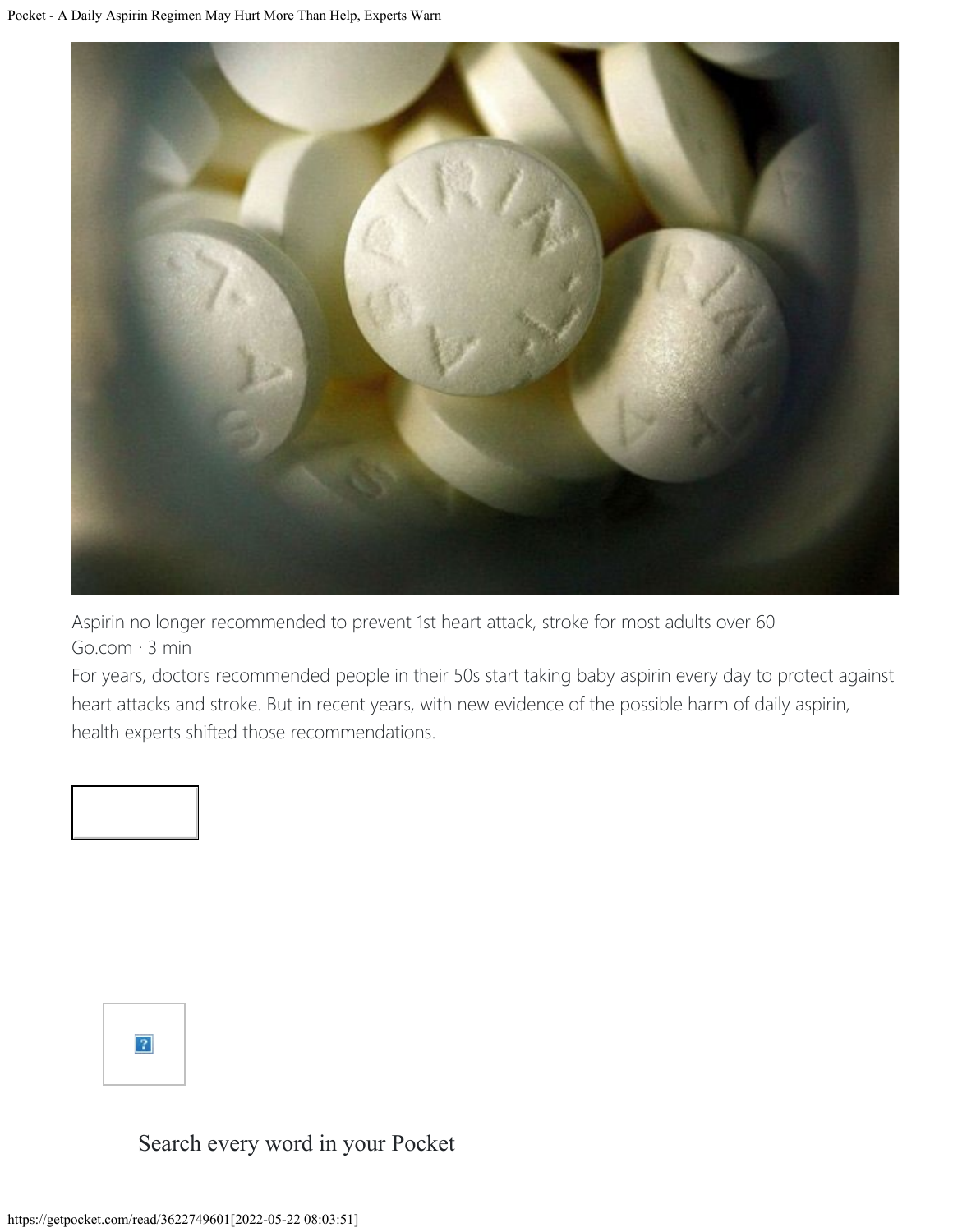Aspirin no longer recommended to prevent 1st heart attack, stroke for most adults over 60

Go.com · 3 min

For years, doctors recommended people in their 50s start taking baby aspirin every day to protect against heart attacks and stroke. But in recent years, with new evidence of the possible harm of daily aspirin, health experts shifted those recommendations.

Search every word in your Pocket